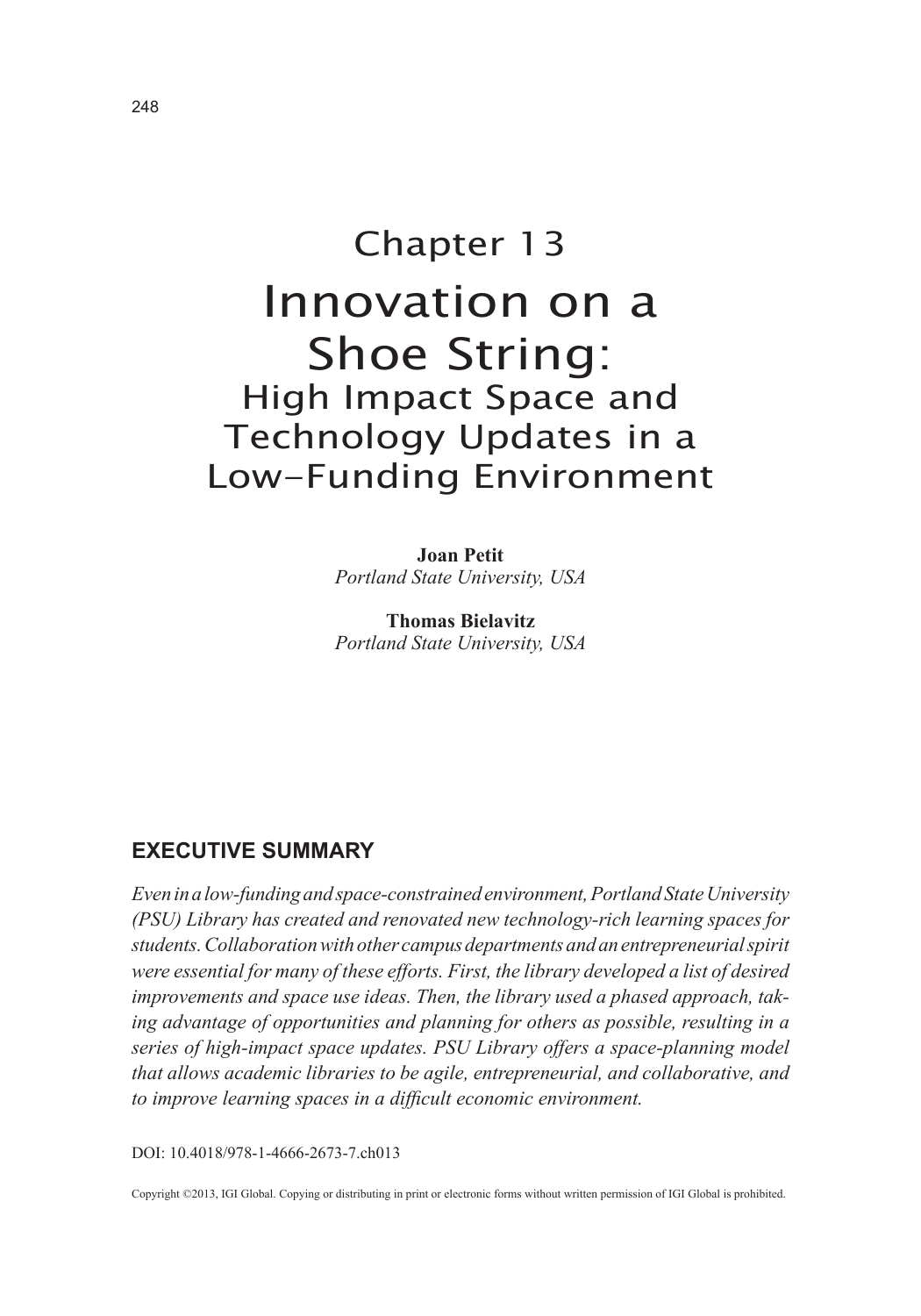# Chapter 13

# Innovation on a Shoe String:

## High Impact Space and Technology Updates in a Low-Funding Environment

**Joan Petit**
*Portland State University, USA*

**Thomas Bielavitz**
*Portland State University, USA*

## EXECUTIVE SUMMARY

*Even in a low-funding and space-constrained environment, Portland State University (PSU) Library has created and renovated new technology-rich learning spaces for students. Collaboration with other campus departments and an entrepreneurial spirit were essential for many of these efforts. First, the library developed a list of desired improvements and space use ideas. Then, the library used a phased approach, taking advantage of opportunities and planning for others as possible, resulting in a series of high-impact space updates. PSU Library offers a space-planning model that allows academic libraries to be agile, entrepreneurial, and collaborative, and to improve learning spaces in a difficult economic environment.*

DOI: 10.4018/978-1-4666-2673-7.ch013

Copyright ©2013, IGI Global. Copying or distributing in print or electronic forms without written permission of IGI Global is prohibited.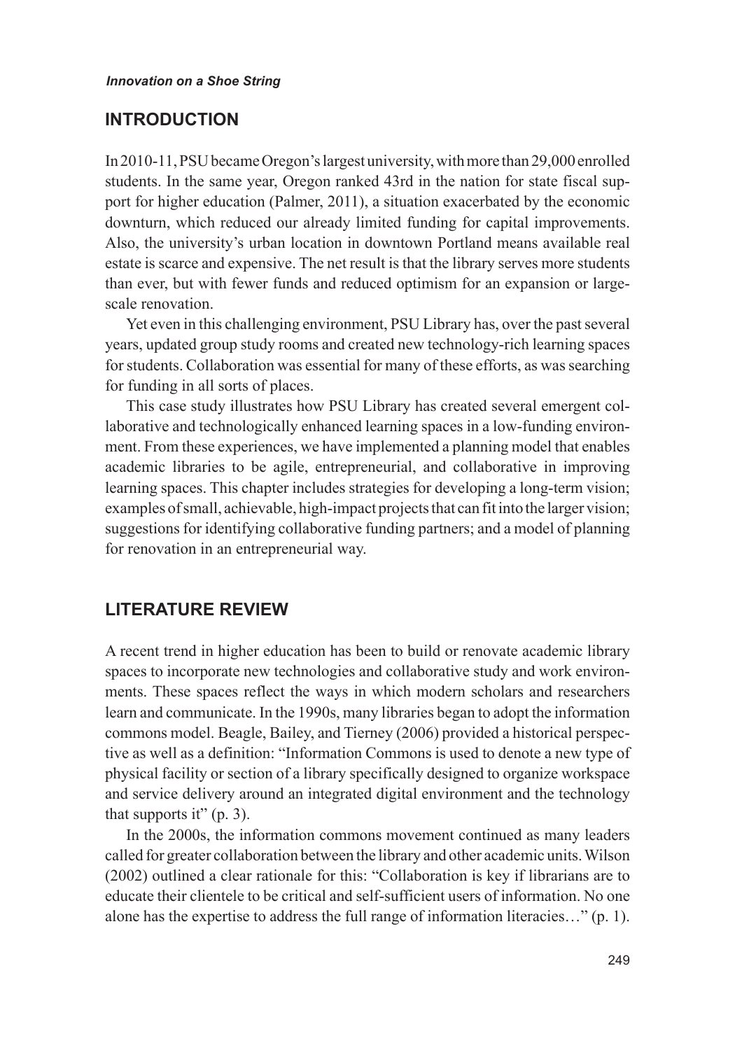## INTRODUCTION

In 2010-11, PSU became Oregon's largest university, with more than 29,000 enrolled students. In the same year, Oregon ranked 43rd in the nation for state fiscal support for higher education (Palmer, 2011), a situation exacerbated by the economic downturn, which reduced our already limited funding for capital improvements. Also, the university's urban location in downtown Portland means available real estate is scarce and expensive. The net result is that the library serves more students than ever, but with fewer funds and reduced optimism for an expansion or large-scale renovation.

Yet even in this challenging environment, PSU Library has, over the past several years, updated group study rooms and created new technology-rich learning spaces for students. Collaboration was essential for many of these efforts, as was searching for funding in all sorts of places.

This case study illustrates how PSU Library has created several emergent collaborative and technologically enhanced learning spaces in a low-funding environment. From these experiences, we have implemented a planning model that enables academic libraries to be agile, entrepreneurial, and collaborative in improving learning spaces. This chapter includes strategies for developing a long-term vision; examples of small, achievable, high-impact projects that can fit into the larger vision; suggestions for identifying collaborative funding partners; and a model of planning for renovation in an entrepreneurial way.

## LITERATURE REVIEW

A recent trend in higher education has been to build or renovate academic library spaces to incorporate new technologies and collaborative study and work environments. These spaces reflect the ways in which modern scholars and researchers learn and communicate. In the 1990s, many libraries began to adopt the information commons model. Beagle, Bailey, and Tierney (2006) provided a historical perspective as well as a definition: "Information Commons is used to denote a new type of physical facility or section of a library specifically designed to organize workspace and service delivery around an integrated digital environment and the technology that supports it" (p. 3).

In the 2000s, the information commons movement continued as many leaders called for greater collaboration between the library and other academic units. Wilson (2002) outlined a clear rationale for this: "Collaboration is key if librarians are to educate their clientele to be critical and self-sufficient users of information. No one alone has the expertise to address the full range of information literacies…" (p. 1).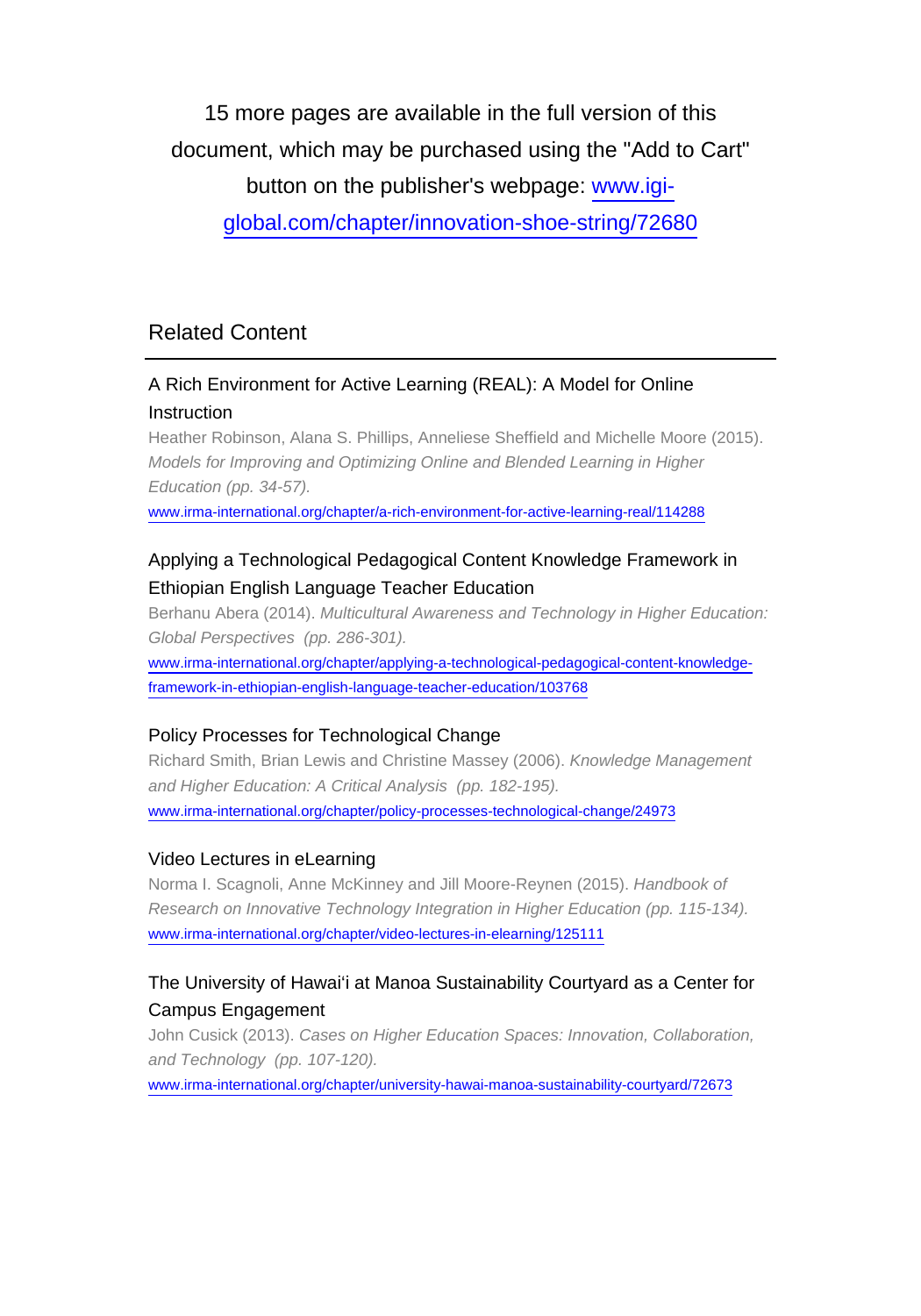15 more pages are available in the full version of this document, which may be purchased using the "Add to Cart" button on the publisher's webpage: www.igi-global.com/chapter/innovation-shoe-string/72680

## Related Content

### A Rich Environment for Active Learning (REAL): A Model for Online Instruction

Heather Robinson, Alana S. Phillips, Anneliese Sheffield and Michelle Moore (2015). *Models for Improving and Optimizing Online and Blended Learning in Higher Education (pp. 34-57).*

www.irma-international.org/chapter/a-rich-environment-for-active-learning-real/114288

### Applying a Technological Pedagogical Content Knowledge Framework in Ethiopian English Language Teacher Education

Berhanu Abera (2014). *Multicultural Awareness and Technology in Higher Education: Global Perspectives (pp. 286-301).*

www.irma-international.org/chapter/applying-a-technological-pedagogical-content-knowledge-framework-in-ethiopian-english-language-teacher-education/103768

### Policy Processes for Technological Change

Richard Smith, Brian Lewis and Christine Massey (2006). *Knowledge Management and Higher Education: A Critical Analysis (pp. 182-195).*

www.irma-international.org/chapter/policy-processes-technological-change/24973

### Video Lectures in eLearning

Norma I. Scagnoli, Anne McKinney and Jill Moore-Reynen (2015). *Handbook of Research on Innovative Technology Integration in Higher Education (pp. 115-134).*

www.irma-international.org/chapter/video-lectures-in-elearning/125111

### The University of Hawai'i at Manoa Sustainability Courtyard as a Center for Campus Engagement

John Cusick (2013). *Cases on Higher Education Spaces: Innovation, Collaboration, and Technology (pp. 107-120).*

www.irma-international.org/chapter/university-hawai-manoa-sustainability-courtyard/72673